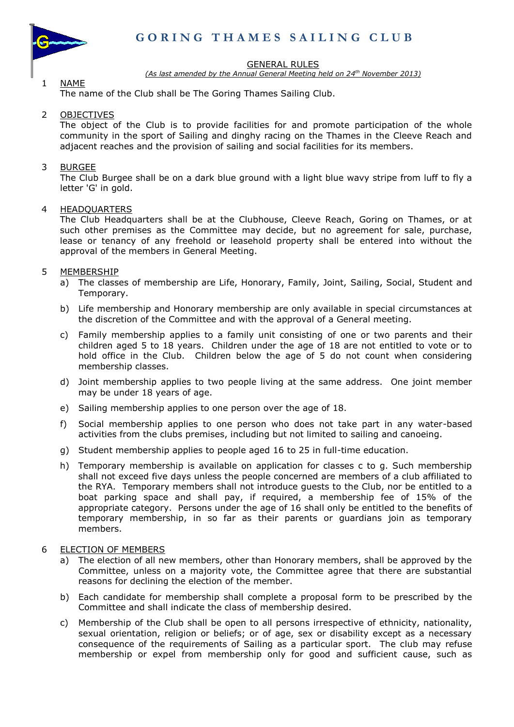# GORING THAMES SAILING CLUB

## GENERAL RULES

*(As last amended by the Annual General Meeting held on 24th November 2013)*

1 NAME

The name of the Club shall be The Goring Thames Sailing Club.

2 OBJECTIVES

The object of the Club is to provide facilities for and promote participation of the whole community in the sport of Sailing and dinghy racing on the Thames in the Cleeve Reach and adjacent reaches and the provision of sailing and social facilities for its members.

3 BURGEE

The Club Burgee shall be on a dark blue ground with a light blue wavy stripe from luff to fly a letter 'G' in gold.

4 HEADQUARTERS

The Club Headquarters shall be at the Clubhouse, Cleeve Reach, Goring on Thames, or at such other premises as the Committee may decide, but no agreement for sale, purchase, lease or tenancy of any freehold or leasehold property shall be entered into without the approval of the members in General Meeting.

5 MEMBERSHIP

a) The classes of membership are Life, Honorary, Family, Joint, Sailing, Social, Student and Temporary.

b) Life membership and Honorary membership are only available in special circumstances at the discretion of the Committee and with the approval of a General meeting.

c) Family membership applies to a family unit consisting of one or two parents and their children aged 5 to 18 years. Children under the age of 18 are not entitled to vote or to hold office in the Club. Children below the age of 5 do not count when considering membership classes.

d) Joint membership applies to two people living at the same address. One joint member may be under 18 years of age.

e) Sailing membership applies to one person over the age of 18.

f) Social membership applies to one person who does not take part in any water-based activities from the clubs premises, including but not limited to sailing and canoeing.

g) Student membership applies to people aged 16 to 25 in full-time education.

h) Temporary membership is available on application for classes c to g. Such membership shall not exceed five days unless the people concerned are members of a club affiliated to the RYA. Temporary members shall not introduce guests to the Club, nor be entitled to a boat parking space and shall pay, if required, a membership fee of 15% of the appropriate category. Persons under the age of 16 shall only be entitled to the benefits of temporary membership, in so far as their parents or guardians join as temporary members.

6 ELECTION OF MEMBERS

a) The election of all new members, other than Honorary members, shall be approved by the Committee, unless on a majority vote, the Committee agree that there are substantial reasons for declining the election of the member.

b) Each candidate for membership shall complete a proposal form to be prescribed by the Committee and shall indicate the class of membership desired.

c) Membership of the Club shall be open to all persons irrespective of ethnicity, nationality, sexual orientation, religion or beliefs; or of age, sex or disability except as a necessary consequence of the requirements of Sailing as a particular sport. The club may refuse membership or expel from membership only for good and sufficient cause, such as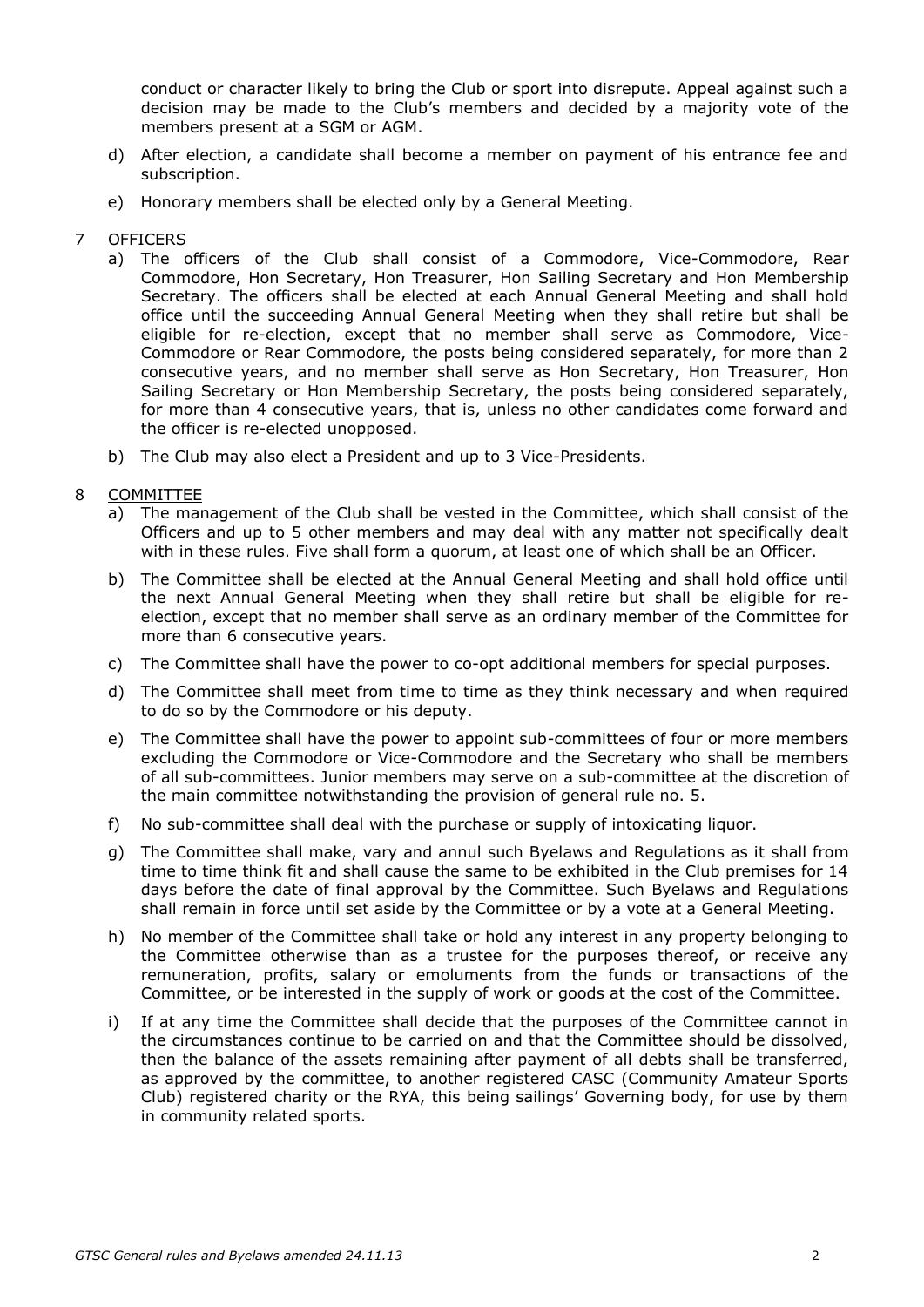conduct or character likely to bring the Club or sport into disrepute. Appeal against such a decision may be made to the Club's members and decided by a majority vote of the members present at a SGM or AGM.

d) After election, a candidate shall become a member on payment of his entrance fee and subscription.

e) Honorary members shall be elected only by a General Meeting.

## 7 OFFICERS

a) The officers of the Club shall consist of a Commodore, Vice-Commodore, Rear Commodore, Hon Secretary, Hon Treasurer, Hon Sailing Secretary and Hon Membership Secretary. The officers shall be elected at each Annual General Meeting and shall hold office until the succeeding Annual General Meeting when they shall retire but shall be eligible for re-election, except that no member shall serve as Commodore, Vice-Commodore or Rear Commodore, the posts being considered separately, for more than 2 consecutive years, and no member shall serve as Hon Secretary, Hon Treasurer, Hon Sailing Secretary or Hon Membership Secretary, the posts being considered separately, for more than 4 consecutive years, that is, unless no other candidates come forward and the officer is re-elected unopposed.

b) The Club may also elect a President and up to 3 Vice-Presidents.

## 8 COMMITTEE

a) The management of the Club shall be vested in the Committee, which shall consist of the Officers and up to 5 other members and may deal with any matter not specifically dealt with in these rules. Five shall form a quorum, at least one of which shall be an Officer.

b) The Committee shall be elected at the Annual General Meeting and shall hold office until the next Annual General Meeting when they shall retire but shall be eligible for re-election, except that no member shall serve as an ordinary member of the Committee for more than 6 consecutive years.

c) The Committee shall have the power to co-opt additional members for special purposes.

d) The Committee shall meet from time to time as they think necessary and when required to do so by the Commodore or his deputy.

e) The Committee shall have the power to appoint sub-committees of four or more members excluding the Commodore or Vice-Commodore and the Secretary who shall be members of all sub-committees. Junior members may serve on a sub-committee at the discretion of the main committee notwithstanding the provision of general rule no. 5.

f) No sub-committee shall deal with the purchase or supply of intoxicating liquor.

g) The Committee shall make, vary and annul such Byelaws and Regulations as it shall from time to time think fit and shall cause the same to be exhibited in the Club premises for 14 days before the date of final approval by the Committee. Such Byelaws and Regulations shall remain in force until set aside by the Committee or by a vote at a General Meeting.

h) No member of the Committee shall take or hold any interest in any property belonging to the Committee otherwise than as a trustee for the purposes thereof, or receive any remuneration, profits, salary or emoluments from the funds or transactions of the Committee, or be interested in the supply of work or goods at the cost of the Committee.

i) If at any time the Committee shall decide that the purposes of the Committee cannot in the circumstances continue to be carried on and that the Committee should be dissolved, then the balance of the assets remaining after payment of all debts shall be transferred, as approved by the committee, to another registered CASC (Community Amateur Sports Club) registered charity or the RYA, this being sailings' Governing body, for use by them in community related sports.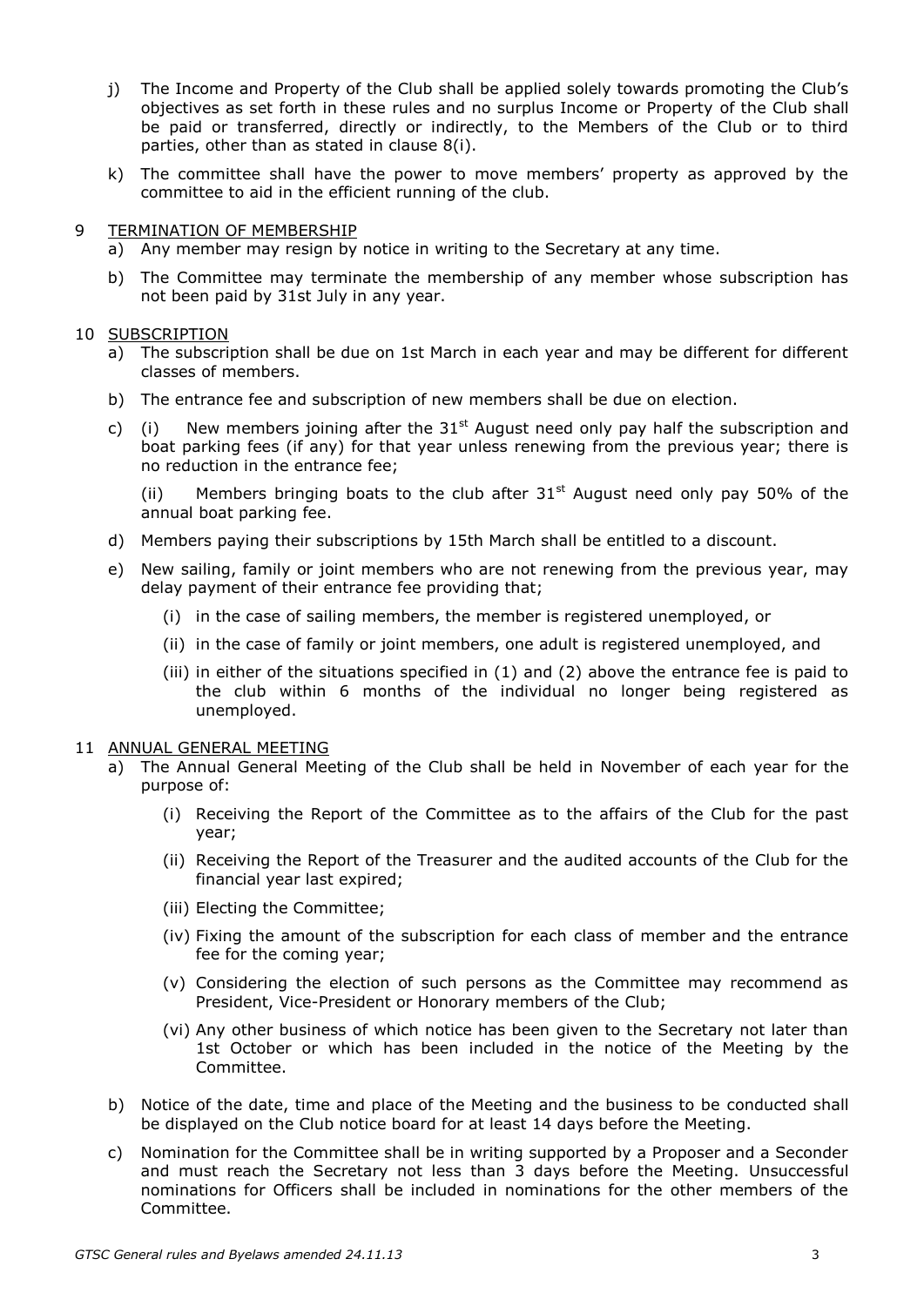j) The Income and Property of the Club shall be applied solely towards promoting the Club's objectives as set forth in these rules and no surplus Income or Property of the Club shall be paid or transferred, directly or indirectly, to the Members of the Club or to third parties, other than as stated in clause 8(i).

k) The committee shall have the power to move members' property as approved by the committee to aid in the efficient running of the club.

## 9 TERMINATION OF MEMBERSHIP

a) Any member may resign by notice in writing to the Secretary at any time.

b) The Committee may terminate the membership of any member whose subscription has not been paid by 31st July in any year.

## 10 SUBSCRIPTION

a) The subscription shall be due on 1st March in each year and may be different for different classes of members.

b) The entrance fee and subscription of new members shall be due on election.

c) (i) New members joining after the 31st August need only pay half the subscription and boat parking fees (if any) for that year unless renewing from the previous year; there is no reduction in the entrance fee;

(ii) Members bringing boats to the club after 31st August need only pay 50% of the annual boat parking fee.

d) Members paying their subscriptions by 15th March shall be entitled to a discount.

e) New sailing, family or joint members who are not renewing from the previous year, may delay payment of their entrance fee providing that;

- (i) in the case of sailing members, the member is registered unemployed, or
- (ii) in the case of family or joint members, one adult is registered unemployed, and
- (iii) in either of the situations specified in (1) and (2) above the entrance fee is paid to the club within 6 months of the individual no longer being registered as unemployed.

## 11 ANNUAL GENERAL MEETING

a) The Annual General Meeting of the Club shall be held in November of each year for the purpose of:

- (i) Receiving the Report of the Committee as to the affairs of the Club for the past year;
- (ii) Receiving the Report of the Treasurer and the audited accounts of the Club for the financial year last expired;
- (iii) Electing the Committee;
- (iv) Fixing the amount of the subscription for each class of member and the entrance fee for the coming year;
- (v) Considering the election of such persons as the Committee may recommend as President, Vice-President or Honorary members of the Club;
- (vi) Any other business of which notice has been given to the Secretary not later than 1st October or which has been included in the notice of the Meeting by the Committee.

b) Notice of the date, time and place of the Meeting and the business to be conducted shall be displayed on the Club notice board for at least 14 days before the Meeting.

c) Nomination for the Committee shall be in writing supported by a Proposer and a Seconder and must reach the Secretary not less than 3 days before the Meeting. Unsuccessful nominations for Officers shall be included in nominations for the other members of the Committee.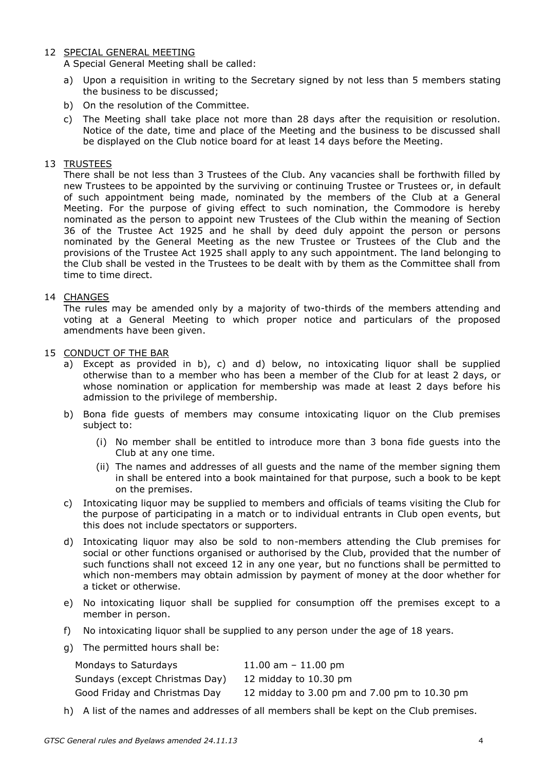## 12 SPECIAL GENERAL MEETING

A Special General Meeting shall be called:

a) Upon a requisition in writing to the Secretary signed by not less than 5 members stating the business to be discussed;

b) On the resolution of the Committee.

c) The Meeting shall take place not more than 28 days after the requisition or resolution. Notice of the date, time and place of the Meeting and the business to be discussed shall be displayed on the Club notice board for at least 14 days before the Meeting.

## 13 TRUSTEES

There shall be not less than 3 Trustees of the Club. Any vacancies shall be forthwith filled by new Trustees to be appointed by the surviving or continuing Trustee or Trustees or, in default of such appointment being made, nominated by the members of the Club at a General Meeting. For the purpose of giving effect to such nomination, the Commodore is hereby nominated as the person to appoint new Trustees of the Club within the meaning of Section 36 of the Trustee Act 1925 and he shall by deed duly appoint the person or persons nominated by the General Meeting as the new Trustee or Trustees of the Club and the provisions of the Trustee Act 1925 shall apply to any such appointment. The land belonging to the Club shall be vested in the Trustees to be dealt with by them as the Committee shall from time to time direct.

## 14 CHANGES

The rules may be amended only by a majority of two-thirds of the members attending and voting at a General Meeting to which proper notice and particulars of the proposed amendments have been given.

## 15 CONDUCT OF THE BAR

a) Except as provided in b), c) and d) below, no intoxicating liquor shall be supplied otherwise than to a member who has been a member of the Club for at least 2 days, or whose nomination or application for membership was made at least 2 days before his admission to the privilege of membership.

b) Bona fide guests of members may consume intoxicating liquor on the Club premises subject to:

   (i) No member shall be entitled to introduce more than 3 bona fide guests into the Club at any one time.

   (ii) The names and addresses of all guests and the name of the member signing them in shall be entered into a book maintained for that purpose, such a book to be kept on the premises.

c) Intoxicating liquor may be supplied to members and officials of teams visiting the Club for the purpose of participating in a match or to individual entrants in Club open events, but this does not include spectators or supporters.

d) Intoxicating liquor may also be sold to non-members attending the Club premises for social or other functions organised or authorised by the Club, provided that the number of such functions shall not exceed 12 in any one year, but no functions shall be permitted to which non-members may obtain admission by payment of money at the door whether for a ticket or otherwise.

e) No intoxicating liquor shall be supplied for consumption off the premises except to a member in person.

f) No intoxicating liquor shall be supplied to any person under the age of 18 years.

g) The permitted hours shall be:

| | |
|---|---|
| Mondays to Saturdays | 11.00 am – 11.00 pm |
| Sundays (except Christmas Day) | 12 midday to 10.30 pm |
| Good Friday and Christmas Day | 12 midday to 3.00 pm and 7.00 pm to 10.30 pm |

h) A list of the names and addresses of all members shall be kept on the Club premises.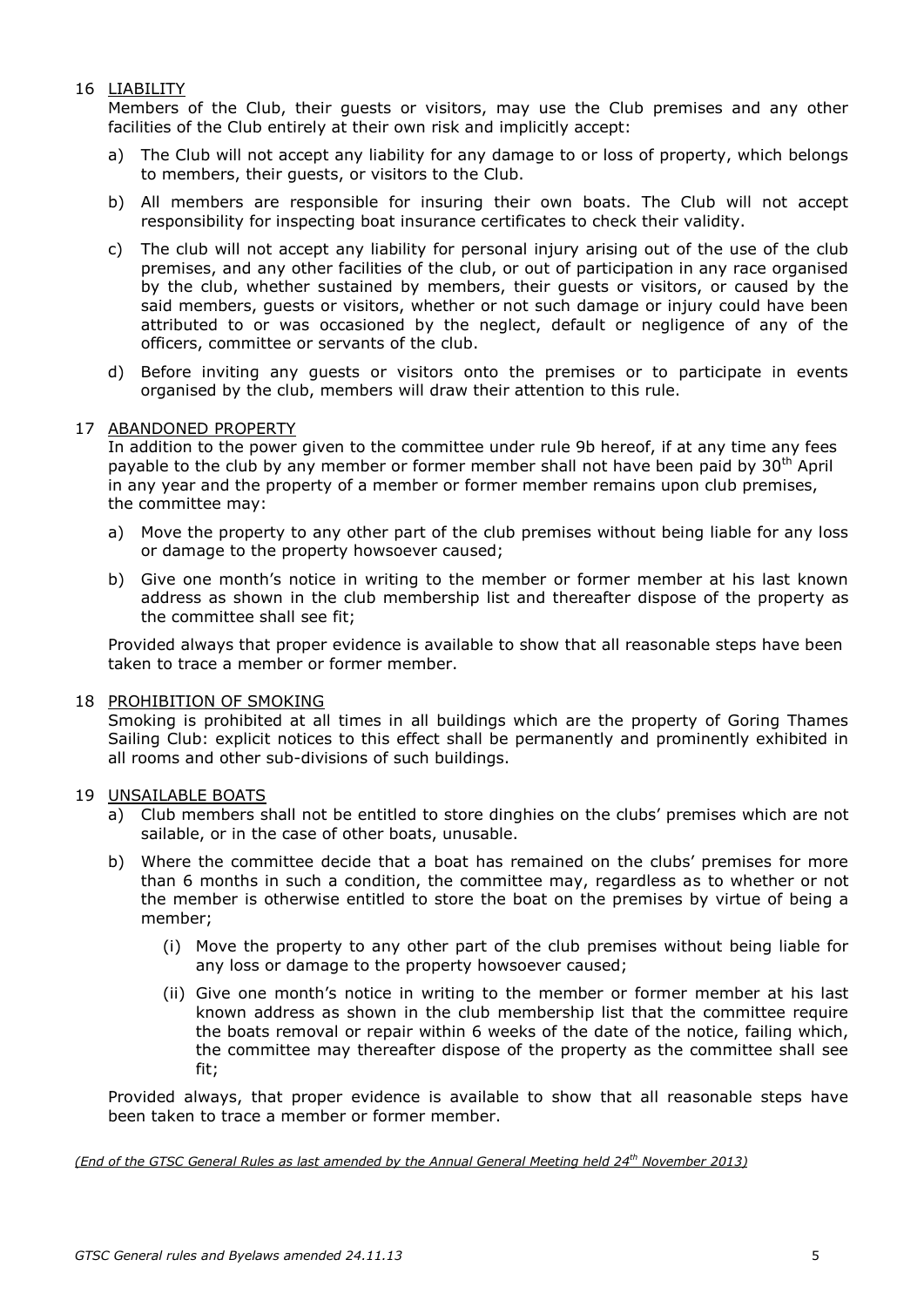## 16 LIABILITY

Members of the Club, their guests or visitors, may use the Club premises and any other facilities of the Club entirely at their own risk and implicitly accept:

a) The Club will not accept any liability for any damage to or loss of property, which belongs to members, their guests, or visitors to the Club.

b) All members are responsible for insuring their own boats. The Club will not accept responsibility for inspecting boat insurance certificates to check their validity.

c) The club will not accept any liability for personal injury arising out of the use of the club premises, and any other facilities of the club, or out of participation in any race organised by the club, whether sustained by members, their guests or visitors, or caused by the said members, guests or visitors, whether or not such damage or injury could have been attributed to or was occasioned by the neglect, default or negligence of any of the officers, committee or servants of the club.

d) Before inviting any guests or visitors onto the premises or to participate in events organised by the club, members will draw their attention to this rule.

## 17 ABANDONED PROPERTY

In addition to the power given to the committee under rule 9b hereof, if at any time any fees payable to the club by any member or former member shall not have been paid by 30th April in any year and the property of a member or former member remains upon club premises, the committee may:

a) Move the property to any other part of the club premises without being liable for any loss or damage to the property howsoever caused;

b) Give one month's notice in writing to the member or former member at his last known address as shown in the club membership list and thereafter dispose of the property as the committee shall see fit;

Provided always that proper evidence is available to show that all reasonable steps have been taken to trace a member or former member.

## 18 PROHIBITION OF SMOKING

Smoking is prohibited at all times in all buildings which are the property of Goring Thames Sailing Club: explicit notices to this effect shall be permanently and prominently exhibited in all rooms and other sub-divisions of such buildings.

## 19 UNSAILABLE BOATS

a) Club members shall not be entitled to store dinghies on the clubs' premises which are not sailable, or in the case of other boats, unusable.

b) Where the committee decide that a boat has remained on the clubs' premises for more than 6 months in such a condition, the committee may, regardless as to whether or not the member is otherwise entitled to store the boat on the premises by virtue of being a member;

   (i) Move the property to any other part of the club premises without being liable for any loss or damage to the property howsoever caused;

   (ii) Give one month's notice in writing to the member or former member at his last known address as shown in the club membership list that the committee require the boats removal or repair within 6 weeks of the date of the notice, failing which, the committee may thereafter dispose of the property as the committee shall see fit;

Provided always, that proper evidence is available to show that all reasonable steps have been taken to trace a member or former member.

*(End of the GTSC General Rules as last amended by the Annual General Meeting held 24th November 2013)*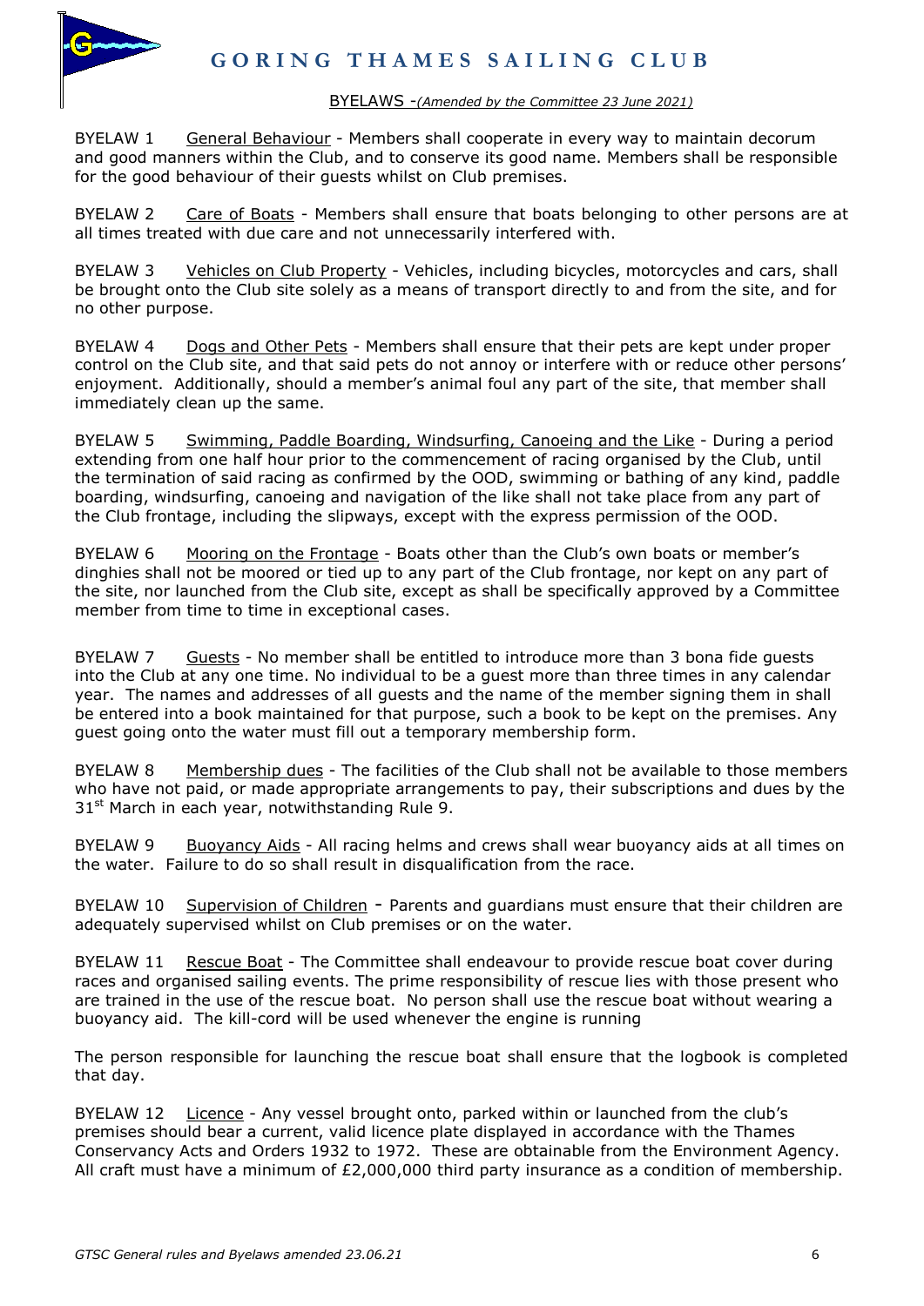# GORING THAMES SAILING CLUB

BYELAWS -*(Amended by the Committee 23 June 2021)*

BYELAW 1 General Behaviour - Members shall cooperate in every way to maintain decorum and good manners within the Club, and to conserve its good name. Members shall be responsible for the good behaviour of their guests whilst on Club premises.

BYELAW 2 Care of Boats - Members shall ensure that boats belonging to other persons are at all times treated with due care and not unnecessarily interfered with.

BYELAW 3 Vehicles on Club Property - Vehicles, including bicycles, motorcycles and cars, shall be brought onto the Club site solely as a means of transport directly to and from the site, and for no other purpose.

BYELAW 4 Dogs and Other Pets - Members shall ensure that their pets are kept under proper control on the Club site, and that said pets do not annoy or interfere with or reduce other persons' enjoyment. Additionally, should a member's animal foul any part of the site, that member shall immediately clean up the same.

BYELAW 5 Swimming, Paddle Boarding, Windsurfing, Canoeing and the Like - During a period extending from one half hour prior to the commencement of racing organised by the Club, until the termination of said racing as confirmed by the OOD, swimming or bathing of any kind, paddle boarding, windsurfing, canoeing and navigation of the like shall not take place from any part of the Club frontage, including the slipways, except with the express permission of the OOD.

BYELAW 6 Mooring on the Frontage - Boats other than the Club's own boats or member's dinghies shall not be moored or tied up to any part of the Club frontage, nor kept on any part of the site, nor launched from the Club site, except as shall be specifically approved by a Committee member from time to time in exceptional cases.

BYELAW 7 Guests - No member shall be entitled to introduce more than 3 bona fide guests into the Club at any one time. No individual to be a guest more than three times in any calendar year. The names and addresses of all guests and the name of the member signing them in shall be entered into a book maintained for that purpose, such a book to be kept on the premises. Any guest going onto the water must fill out a temporary membership form.

BYELAW 8 Membership dues - The facilities of the Club shall not be available to those members who have not paid, or made appropriate arrangements to pay, their subscriptions and dues by the 31st March in each year, notwithstanding Rule 9.

BYELAW 9 Buoyancy Aids - All racing helms and crews shall wear buoyancy aids at all times on the water. Failure to do so shall result in disqualification from the race.

BYELAW 10 Supervision of Children - Parents and guardians must ensure that their children are adequately supervised whilst on Club premises or on the water.

BYELAW 11 Rescue Boat - The Committee shall endeavour to provide rescue boat cover during races and organised sailing events. The prime responsibility of rescue lies with those present who are trained in the use of the rescue boat. No person shall use the rescue boat without wearing a buoyancy aid. The kill-cord will be used whenever the engine is running

The person responsible for launching the rescue boat shall ensure that the logbook is completed that day.

BYELAW 12 Licence - Any vessel brought onto, parked within or launched from the club's premises should bear a current, valid licence plate displayed in accordance with the Thames Conservancy Acts and Orders 1932 to 1972. These are obtainable from the Environment Agency. All craft must have a minimum of £2,000,000 third party insurance as a condition of membership.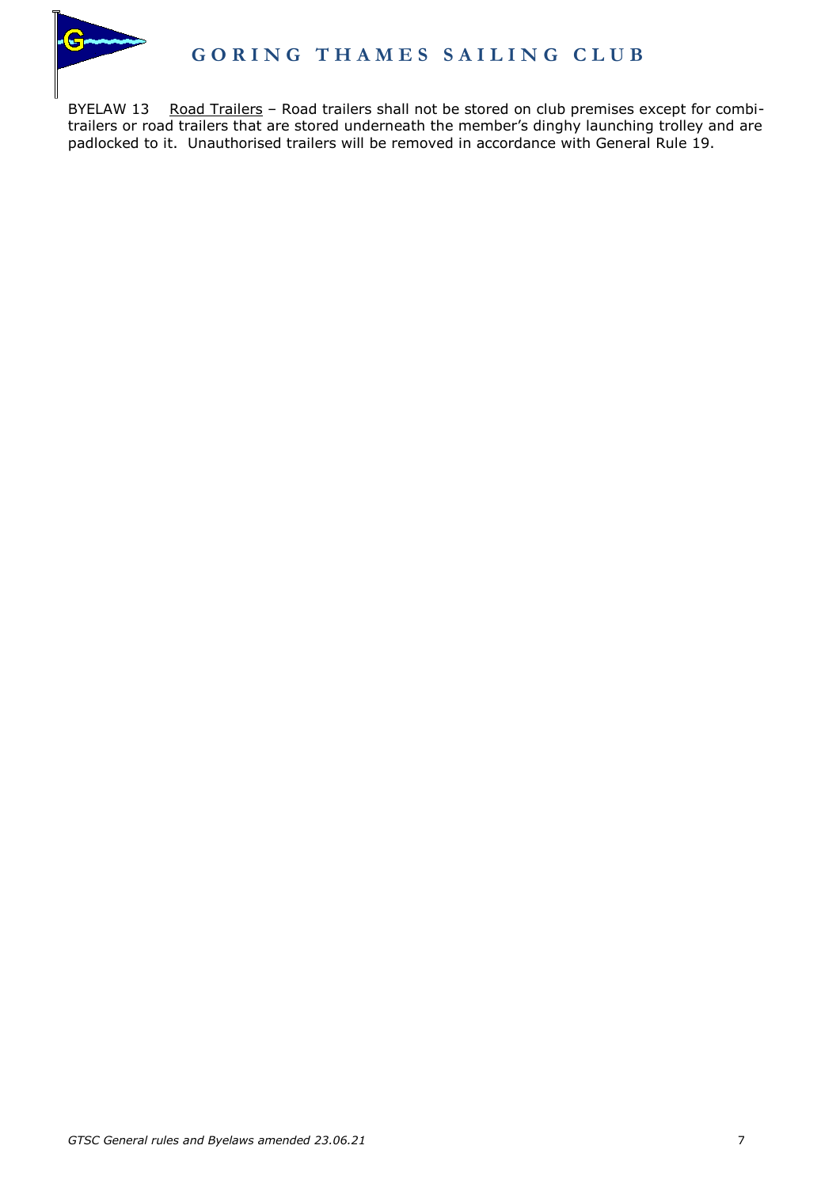BYELAW 13 Road Trailers – Road trailers shall not be stored on club premises except for combi-trailers or road trailers that are stored underneath the member's dinghy launching trolley and are padlocked to it. Unauthorised trailers will be removed in accordance with General Rule 19.